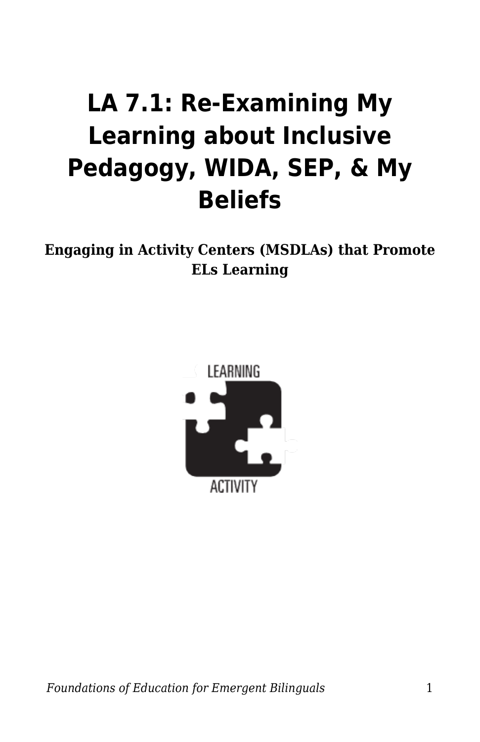# LA 7.1: Re-Examining My Learning about Inclusive Pedagogy, WIDA, SEP, & My Beliefs

**Engaging in Activity Centers (MSDLAs) that Promote ELs Learning**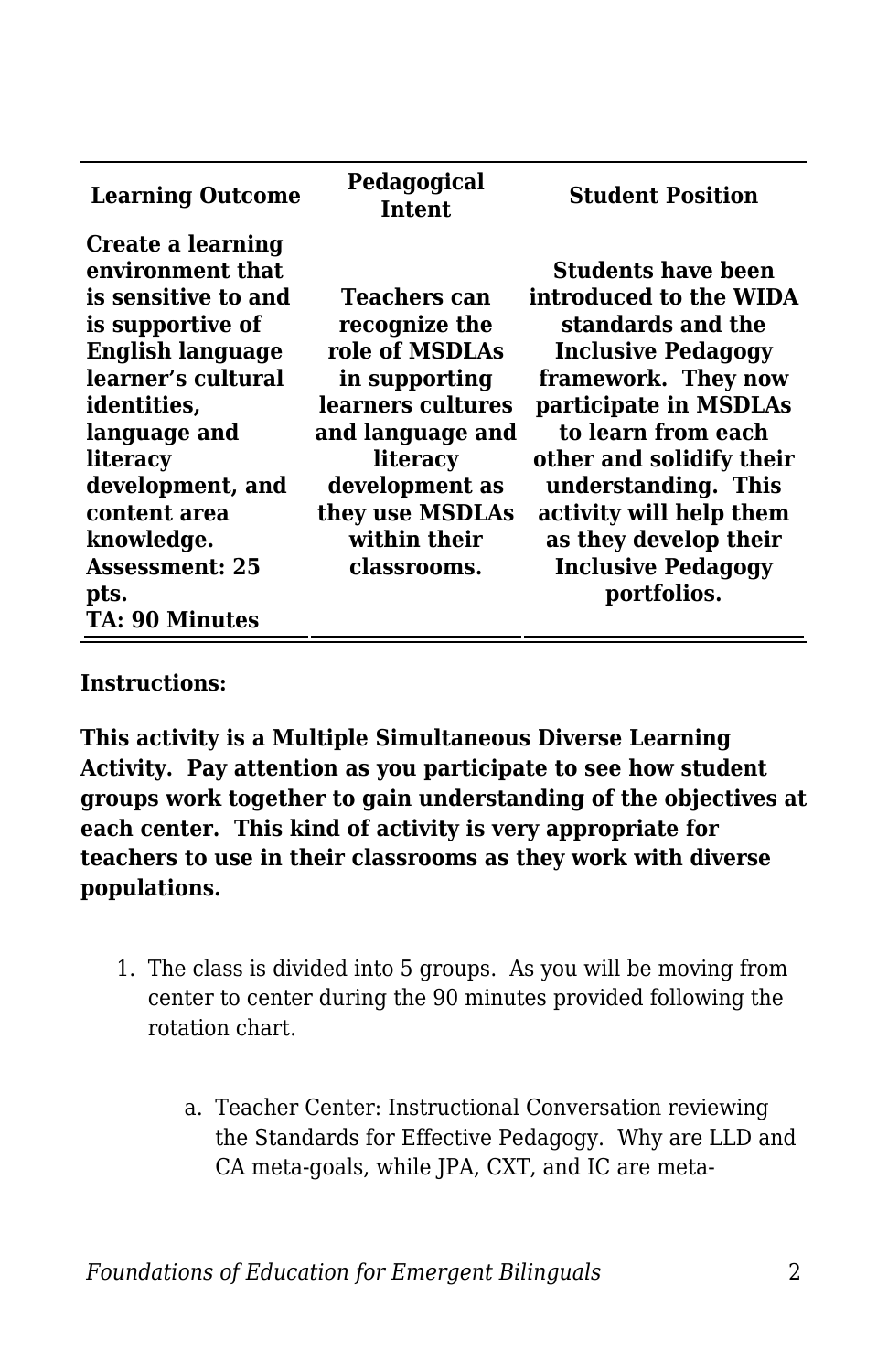| Learning Outcome | Pedagogical Intent | Student Position |
|---|---|---|
| **Create a learning environment that is sensitive to and is supportive of English language learner's cultural identities, language and literacy development, and content area knowledge. Assessment: 25 pts. TA: 90 Minutes** | **Teachers can recognize the role of MSDLAs in supporting learners cultures and language and literacy development as they use MSDLAs within their classrooms.** | **Students have been introduced to the WIDA standards and the Inclusive Pedagogy framework. They now participate in MSDLAs to learn from each other and solidify their understanding. This activity will help them as they develop their Inclusive Pedagogy portfolios.** |

**Instructions:**

**This activity is a Multiple Simultaneous Diverse Learning Activity. Pay attention as you participate to see how student groups work together to gain understanding of the objectives at each center. This kind of activity is very appropriate for teachers to use in their classrooms as they work with diverse populations.**

1. The class is divided into 5 groups. As you will be moving from center to center during the 90 minutes provided following the rotation chart.

    a. Teacher Center: Instructional Conversation reviewing the Standards for Effective Pedagogy. Why are LLD and CA meta-goals, while JPA, CXT, and IC are meta-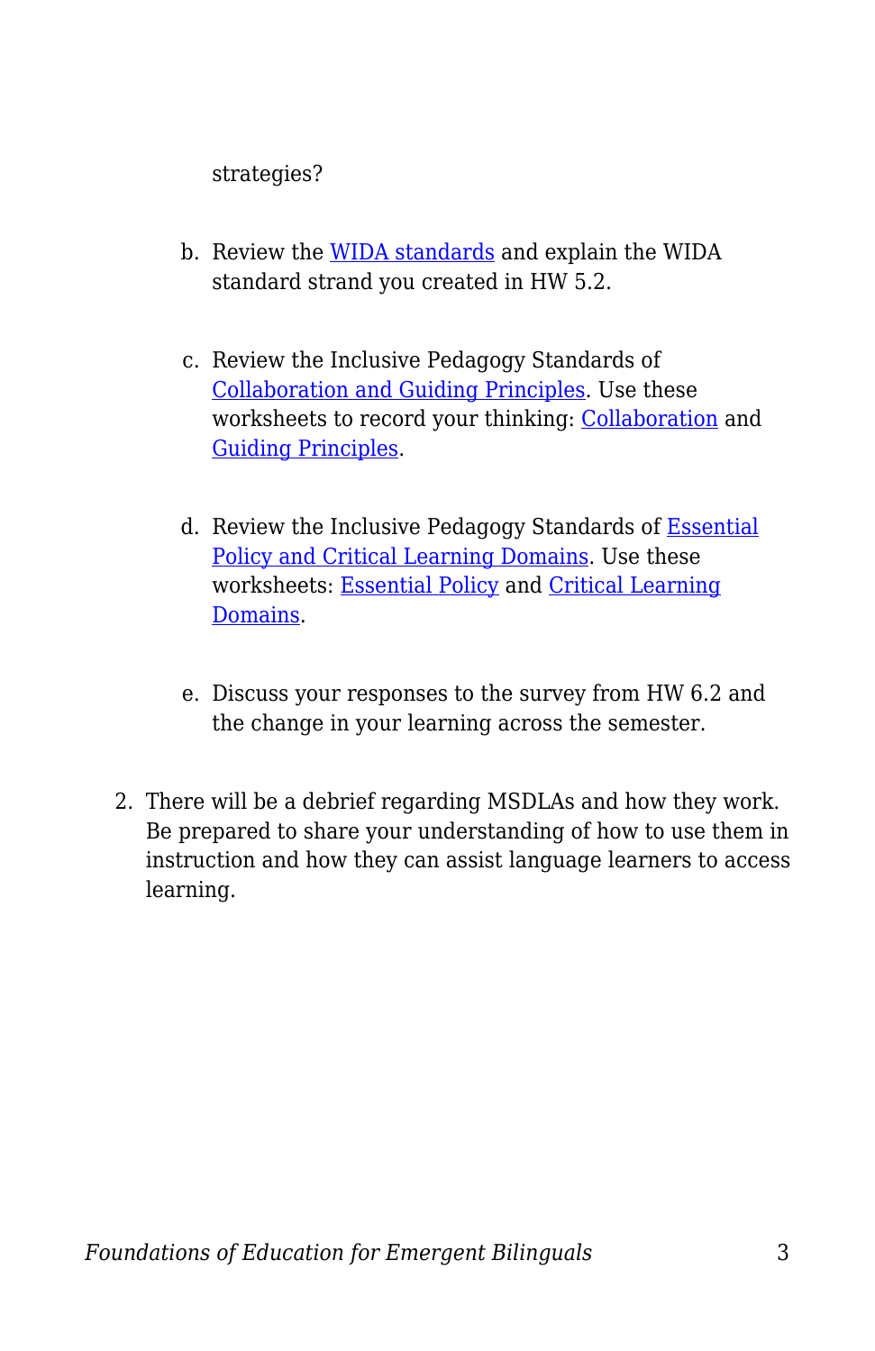strategies?

b. Review the WIDA standards and explain the WIDA standard strand you created in HW 5.2.

c. Review the Inclusive Pedagogy Standards of Collaboration and Guiding Principles. Use these worksheets to record your thinking: Collaboration and Guiding Principles.

d. Review the Inclusive Pedagogy Standards of Essential Policy and Critical Learning Domains. Use these worksheets: Essential Policy and Critical Learning Domains.

e. Discuss your responses to the survey from HW 6.2 and the change in your learning across the semester.

2. There will be a debrief regarding MSDLAs and how they work. Be prepared to share your understanding of how to use them in instruction and how they can assist language learners to access learning.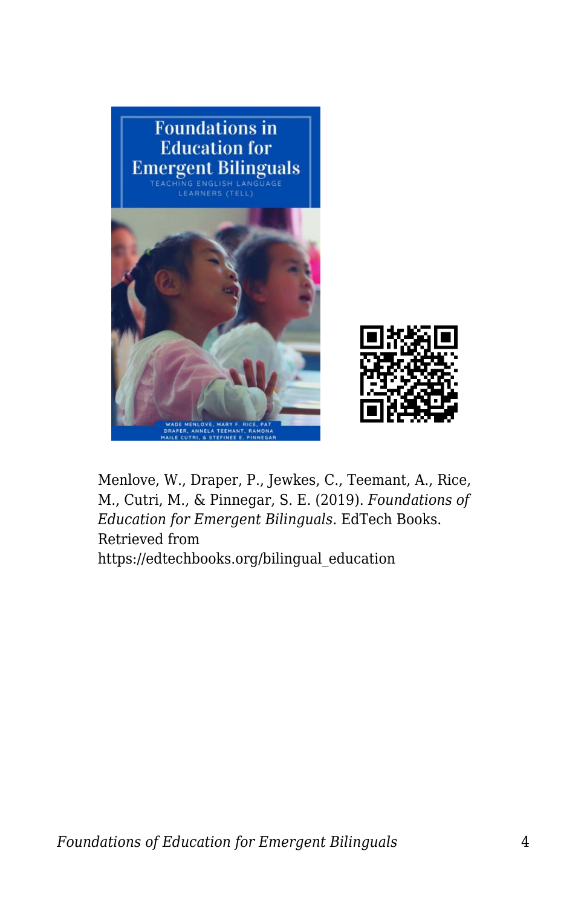Menlove, W., Draper, P., Jewkes, C., Teemant, A., Rice, M., Cutri, M., & Pinnegar, S. E. (2019). *Foundations of Education for Emergent Bilinguals*. EdTech Books. Retrieved from https://edtechbooks.org/bilingual_education